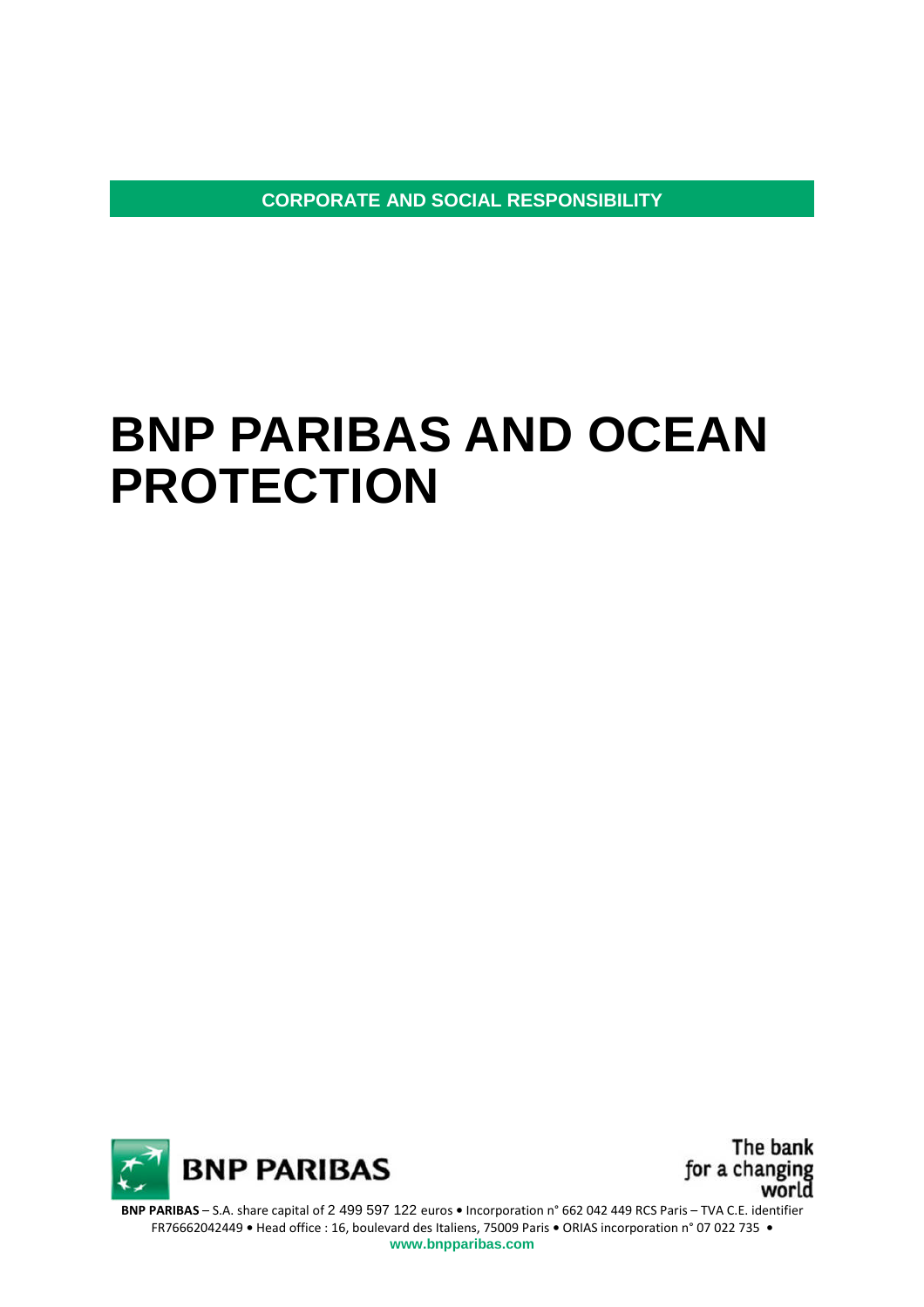CORPORATE AND SOCIAL RESPONSIBILITY

# BNP PARIBAS AND OCEAN PROTECTION

BNP PARIBAS

The bank for a changing world

**BNP PARIBAS** – S.A. share capital of 2 499 597 122 euros • Incorporation n° 662 042 449 RCS Paris – TVA C.E. identifier FR76662042449 • Head office : 16, boulevard des Italiens, 75009 Paris • ORIAS incorporation n° 07 022 735 •
www.bnpparibas.com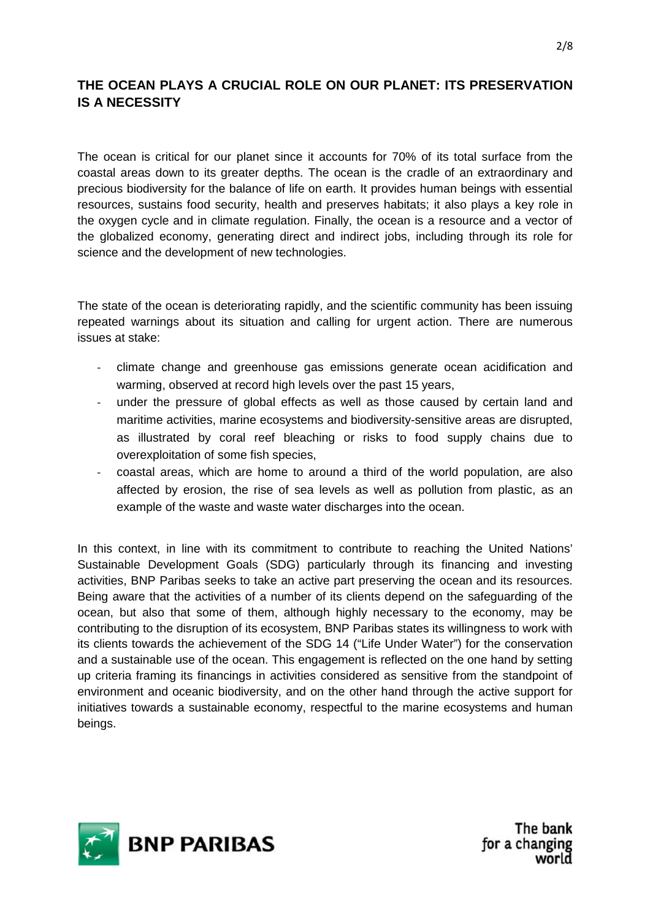## THE OCEAN PLAYS A CRUCIAL ROLE ON OUR PLANET: ITS PRESERVATION IS A NECESSITY

The ocean is critical for our planet since it accounts for 70% of its total surface from the coastal areas down to its greater depths. The ocean is the cradle of an extraordinary and precious biodiversity for the balance of life on earth. It provides human beings with essential resources, sustains food security, health and preserves habitats; it also plays a key role in the oxygen cycle and in climate regulation. Finally, the ocean is a resource and a vector of the globalized economy, generating direct and indirect jobs, including through its role for science and the development of new technologies.

The state of the ocean is deteriorating rapidly, and the scientific community has been issuing repeated warnings about its situation and calling for urgent action. There are numerous issues at stake:

- climate change and greenhouse gas emissions generate ocean acidification and warming, observed at record high levels over the past 15 years,
- under the pressure of global effects as well as those caused by certain land and maritime activities, marine ecosystems and biodiversity-sensitive areas are disrupted, as illustrated by coral reef bleaching or risks to food supply chains due to overexploitation of some fish species,
- coastal areas, which are home to around a third of the world population, are also affected by erosion, the rise of sea levels as well as pollution from plastic, as an example of the waste and waste water discharges into the ocean.

In this context, in line with its commitment to contribute to reaching the United Nations' Sustainable Development Goals (SDG) particularly through its financing and investing activities, BNP Paribas seeks to take an active part preserving the ocean and its resources. Being aware that the activities of a number of its clients depend on the safeguarding of the ocean, but also that some of them, although highly necessary to the economy, may be contributing to the disruption of its ecosystem, BNP Paribas states its willingness to work with its clients towards the achievement of the SDG 14 ("Life Under Water") for the conservation and a sustainable use of the ocean. This engagement is reflected on the one hand by setting up criteria framing its financings in activities considered as sensitive from the standpoint of environment and oceanic biodiversity, and on the other hand through the active support for initiatives towards a sustainable economy, respectful to the marine ecosystems and human beings.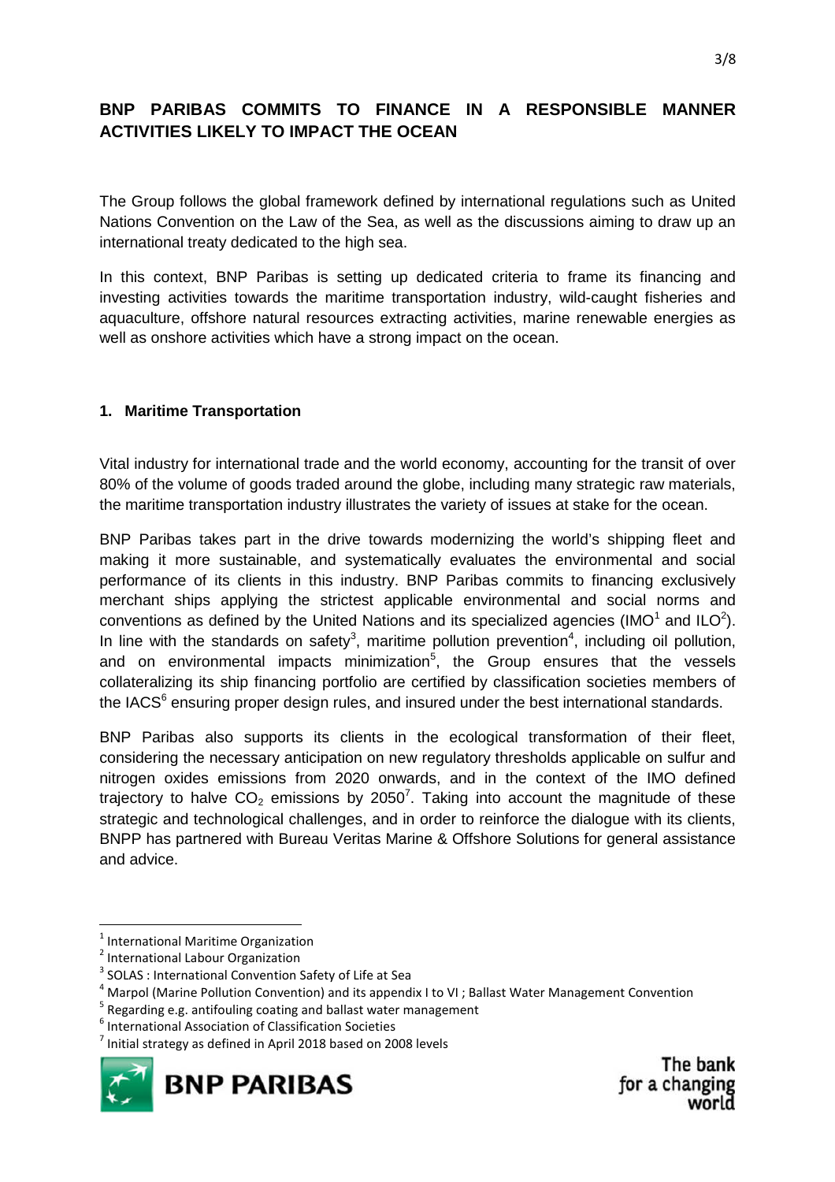# BNP PARIBAS COMMITS TO FINANCE IN A RESPONSIBLE MANNER ACTIVITIES LIKELY TO IMPACT THE OCEAN

The Group follows the global framework defined by international regulations such as United Nations Convention on the Law of the Sea, as well as the discussions aiming to draw up an international treaty dedicated to the high sea.

In this context, BNP Paribas is setting up dedicated criteria to frame its financing and investing activities towards the maritime transportation industry, wild-caught fisheries and aquaculture, offshore natural resources extracting activities, marine renewable energies as well as onshore activities which have a strong impact on the ocean.

## 1. Maritime Transportation

Vital industry for international trade and the world economy, accounting for the transit of over 80% of the volume of goods traded around the globe, including many strategic raw materials, the maritime transportation industry illustrates the variety of issues at stake for the ocean.

BNP Paribas takes part in the drive towards modernizing the world's shipping fleet and making it more sustainable, and systematically evaluates the environmental and social performance of its clients in this industry. BNP Paribas commits to financing exclusively merchant ships applying the strictest applicable environmental and social norms and conventions as defined by the United Nations and its specialized agencies (IMO[1] and ILO[2]). In line with the standards on safety[3], maritime pollution prevention[4], including oil pollution, and on environmental impacts minimization[5], the Group ensures that the vessels collateralizing its ship financing portfolio are certified by classification societies members of the IACS[6] ensuring proper design rules, and insured under the best international standards.

BNP Paribas also supports its clients in the ecological transformation of their fleet, considering the necessary anticipation on new regulatory thresholds applicable on sulfur and nitrogen oxides emissions from 2020 onwards, and in the context of the IMO defined trajectory to halve $CO_2$ emissions by 2050[7]. Taking into account the magnitude of these strategic and technological challenges, and in order to reinforce the dialogue with its clients, BNPP has partnered with Bureau Veritas Marine & Offshore Solutions for general assistance and advice.

---

[1] International Maritime Organization

[2] International Labour Organization

[3] SOLAS : International Convention Safety of Life at Sea

[4] Marpol (Marine Pollution Convention) and its appendix I to VI ; Ballast Water Management Convention

[5] Regarding e.g. antifouling coating and ballast water management

[6] International Association of Classification Societies

[7] Initial strategy as defined in April 2018 based on 2008 levels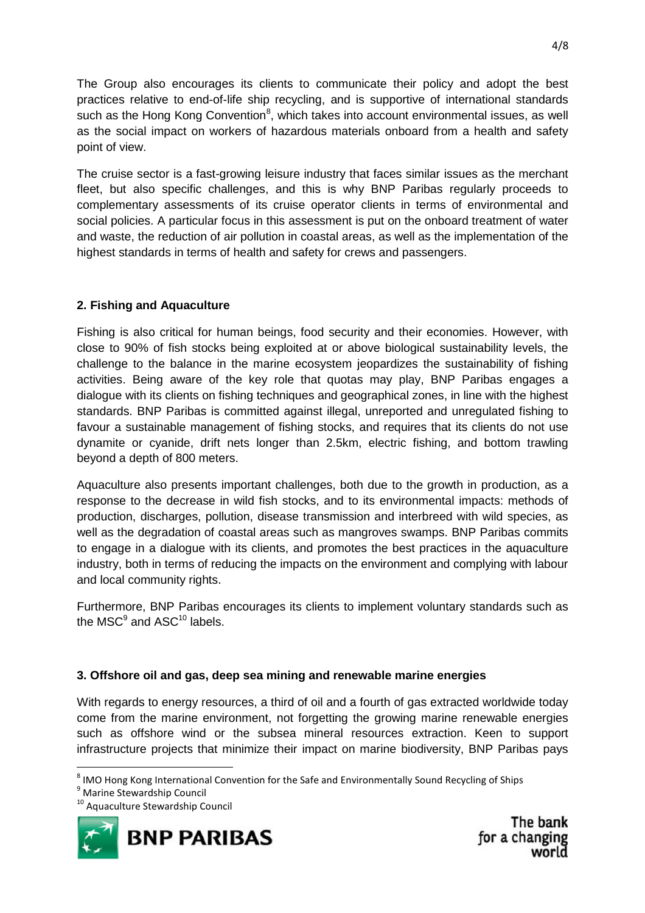The Group also encourages its clients to communicate their policy and adopt the best practices relative to end-of-life ship recycling, and is supportive of international standards such as the Hong Kong Convention[8], which takes into account environmental issues, as well as the social impact on workers of hazardous materials onboard from a health and safety point of view.

The cruise sector is a fast-growing leisure industry that faces similar issues as the merchant fleet, but also specific challenges, and this is why BNP Paribas regularly proceeds to complementary assessments of its cruise operator clients in terms of environmental and social policies. A particular focus in this assessment is put on the onboard treatment of water and waste, the reduction of air pollution in coastal areas, as well as the implementation of the highest standards in terms of health and safety for crews and passengers.

**2. Fishing and Aquaculture**

Fishing is also critical for human beings, food security and their economies. However, with close to 90% of fish stocks being exploited at or above biological sustainability levels, the challenge to the balance in the marine ecosystem jeopardizes the sustainability of fishing activities. Being aware of the key role that quotas may play, BNP Paribas engages a dialogue with its clients on fishing techniques and geographical zones, in line with the highest standards. BNP Paribas is committed against illegal, unreported and unregulated fishing to favour a sustainable management of fishing stocks, and requires that its clients do not use dynamite or cyanide, drift nets longer than 2.5km, electric fishing, and bottom trawling beyond a depth of 800 meters.

Aquaculture also presents important challenges, both due to the growth in production, as a response to the decrease in wild fish stocks, and to its environmental impacts: methods of production, discharges, pollution, disease transmission and interbreed with wild species, as well as the degradation of coastal areas such as mangroves swamps. BNP Paribas commits to engage in a dialogue with its clients, and promotes the best practices in the aquaculture industry, both in terms of reducing the impacts on the environment and complying with labour and local community rights.

Furthermore, BNP Paribas encourages its clients to implement voluntary standards such as the MSC[9] and ASC[10] labels.

**3. Offshore oil and gas, deep sea mining and renewable marine energies**

With regards to energy resources, a third of oil and a fourth of gas extracted worldwide today come from the marine environment, not forgetting the growing marine renewable energies such as offshore wind or the subsea mineral resources extraction. Keen to support infrastructure projects that minimize their impact on marine biodiversity, BNP Paribas pays

[8] IMO Hong Kong International Convention for the Safe and Environmentally Sound Recycling of Ships

[9] Marine Stewardship Council

[10] Aquaculture Stewardship Council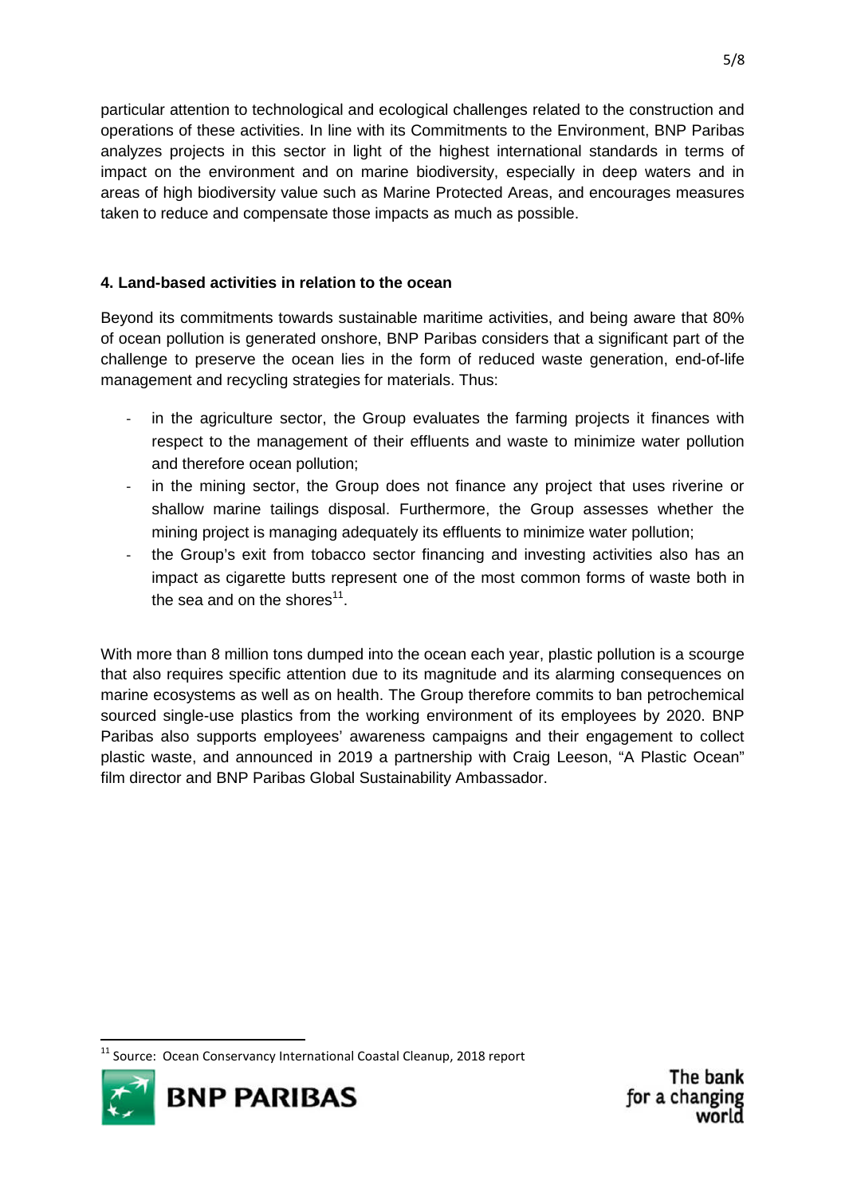particular attention to technological and ecological challenges related to the construction and operations of these activities. In line with its Commitments to the Environment, BNP Paribas analyzes projects in this sector in light of the highest international standards in terms of impact on the environment and on marine biodiversity, especially in deep waters and in areas of high biodiversity value such as Marine Protected Areas, and encourages measures taken to reduce and compensate those impacts as much as possible.

**4. Land-based activities in relation to the ocean**

Beyond its commitments towards sustainable maritime activities, and being aware that 80% of ocean pollution is generated onshore, BNP Paribas considers that a significant part of the challenge to preserve the ocean lies in the form of reduced waste generation, end-of-life management and recycling strategies for materials. Thus:

- in the agriculture sector, the Group evaluates the farming projects it finances with respect to the management of their effluents and waste to minimize water pollution and therefore ocean pollution;
- in the mining sector, the Group does not finance any project that uses riverine or shallow marine tailings disposal. Furthermore, the Group assesses whether the mining project is managing adequately its effluents to minimize water pollution;
- the Group's exit from tobacco sector financing and investing activities also has an impact as cigarette butts represent one of the most common forms of waste both in the sea and on the shores[11].

With more than 8 million tons dumped into the ocean each year, plastic pollution is a scourge that also requires specific attention due to its magnitude and its alarming consequences on marine ecosystems as well as on health. The Group therefore commits to ban petrochemical sourced single-use plastics from the working environment of its employees by 2020. BNP Paribas also supports employees' awareness campaigns and their engagement to collect plastic waste, and announced in 2019 a partnership with Craig Leeson, "A Plastic Ocean" film director and BNP Paribas Global Sustainability Ambassador.

[11] Source: Ocean Conservancy International Coastal Cleanup, 2018 report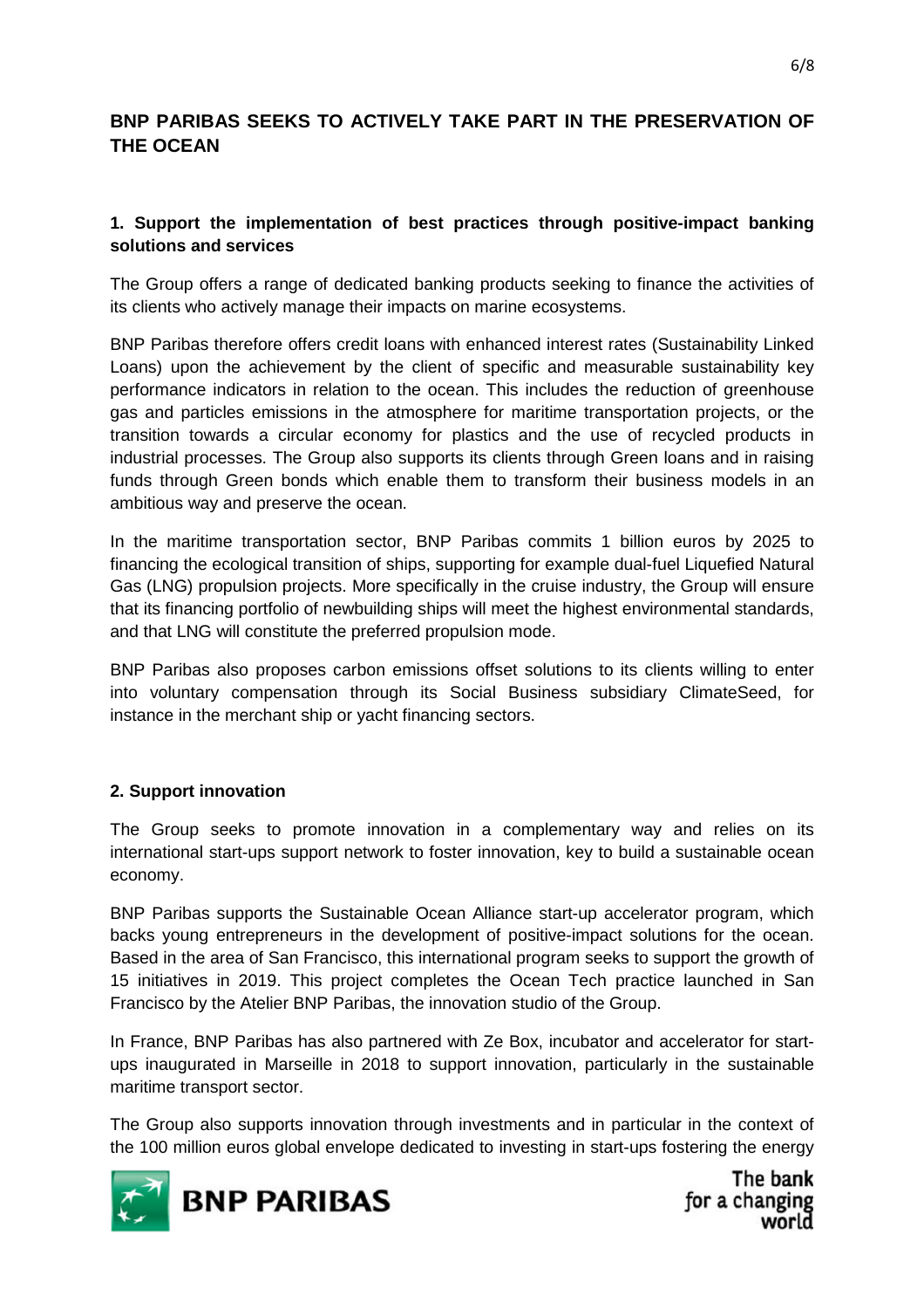## BNP PARIBAS SEEKS TO ACTIVELY TAKE PART IN THE PRESERVATION OF THE OCEAN

### 1. Support the implementation of best practices through positive-impact banking solutions and services

The Group offers a range of dedicated banking products seeking to finance the activities of its clients who actively manage their impacts on marine ecosystems.

BNP Paribas therefore offers credit loans with enhanced interest rates (Sustainability Linked Loans) upon the achievement by the client of specific and measurable sustainability key performance indicators in relation to the ocean. This includes the reduction of greenhouse gas and particles emissions in the atmosphere for maritime transportation projects, or the transition towards a circular economy for plastics and the use of recycled products in industrial processes. The Group also supports its clients through Green loans and in raising funds through Green bonds which enable them to transform their business models in an ambitious way and preserve the ocean.

In the maritime transportation sector, BNP Paribas commits 1 billion euros by 2025 to financing the ecological transition of ships, supporting for example dual-fuel Liquefied Natural Gas (LNG) propulsion projects. More specifically in the cruise industry, the Group will ensure that its financing portfolio of newbuilding ships will meet the highest environmental standards, and that LNG will constitute the preferred propulsion mode.

BNP Paribas also proposes carbon emissions offset solutions to its clients willing to enter into voluntary compensation through its Social Business subsidiary ClimateSeed, for instance in the merchant ship or yacht financing sectors.

### 2. Support innovation

The Group seeks to promote innovation in a complementary way and relies on its international start-ups support network to foster innovation, key to build a sustainable ocean economy.

BNP Paribas supports the Sustainable Ocean Alliance start-up accelerator program, which backs young entrepreneurs in the development of positive-impact solutions for the ocean. Based in the area of San Francisco, this international program seeks to support the growth of 15 initiatives in 2019. This project completes the Ocean Tech practice launched in San Francisco by the Atelier BNP Paribas, the innovation studio of the Group.

In France, BNP Paribas has also partnered with Ze Box, incubator and accelerator for start-ups inaugurated in Marseille in 2018 to support innovation, particularly in the sustainable maritime transport sector.

The Group also supports innovation through investments and in particular in the context of the 100 million euros global envelope dedicated to investing in start-ups fostering the energy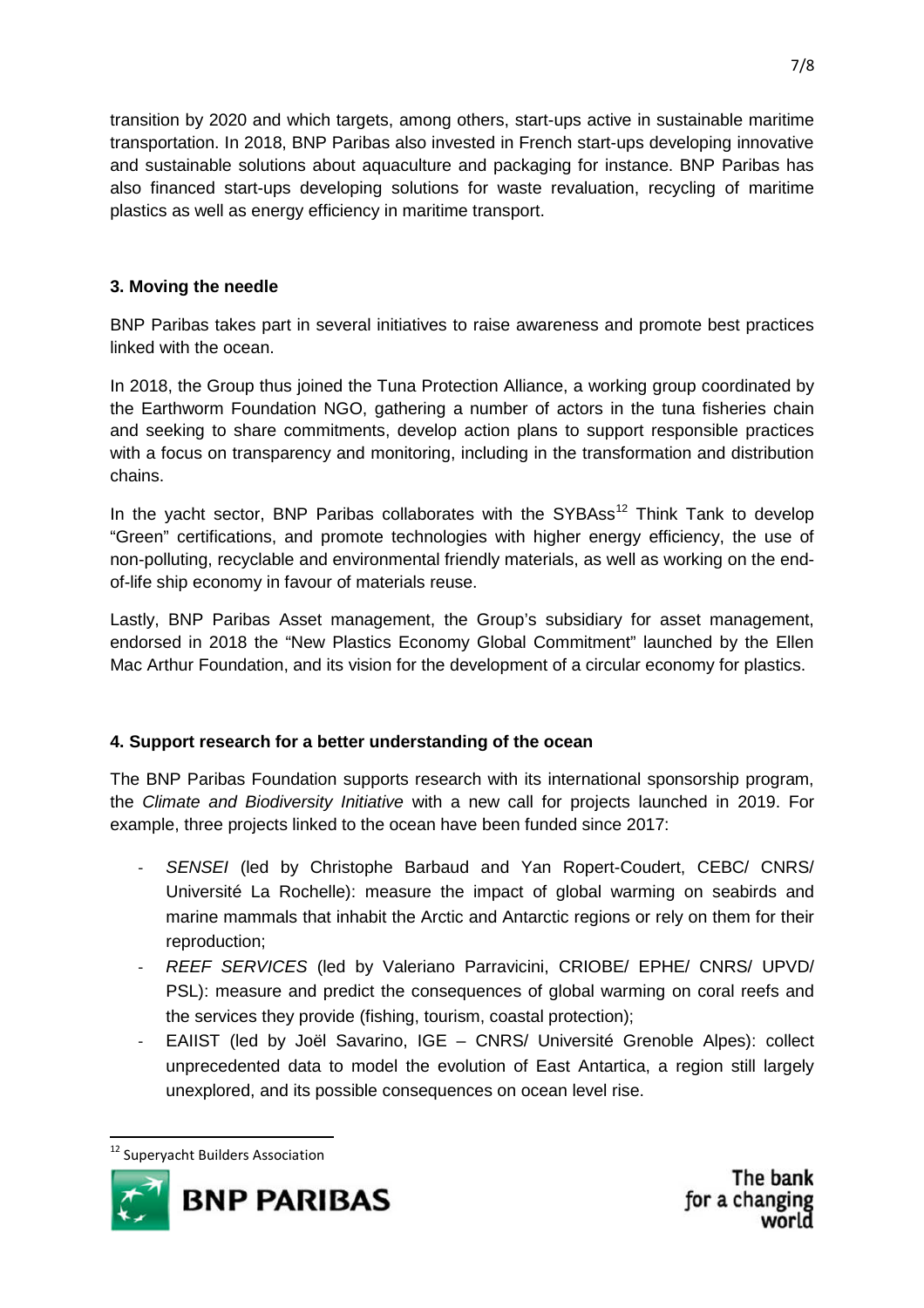transition by 2020 and which targets, among others, start-ups active in sustainable maritime transportation. In 2018, BNP Paribas also invested in French start-ups developing innovative and sustainable solutions about aquaculture and packaging for instance. BNP Paribas has also financed start-ups developing solutions for waste revaluation, recycling of maritime plastics as well as energy efficiency in maritime transport.

### 3. Moving the needle

BNP Paribas takes part in several initiatives to raise awareness and promote best practices linked with the ocean.

In 2018, the Group thus joined the Tuna Protection Alliance, a working group coordinated by the Earthworm Foundation NGO, gathering a number of actors in the tuna fisheries chain and seeking to share commitments, develop action plans to support responsible practices with a focus on transparency and monitoring, including in the transformation and distribution chains.

In the yacht sector, BNP Paribas collaborates with the SYBAss[12] Think Tank to develop "Green" certifications, and promote technologies with higher energy efficiency, the use of non-polluting, recyclable and environmental friendly materials, as well as working on the end-of-life ship economy in favour of materials reuse.

Lastly, BNP Paribas Asset management, the Group's subsidiary for asset management, endorsed in 2018 the "New Plastics Economy Global Commitment" launched by the Ellen Mac Arthur Foundation, and its vision for the development of a circular economy for plastics.

### 4. Support research for a better understanding of the ocean

The BNP Paribas Foundation supports research with its international sponsorship program, the *Climate and Biodiversity Initiative* with a new call for projects launched in 2019. For example, three projects linked to the ocean have been funded since 2017:

- *SENSEI* (led by Christophe Barbaud and Yan Ropert-Coudert, CEBC/ CNRS/ Université La Rochelle): measure the impact of global warming on seabirds and marine mammals that inhabit the Arctic and Antarctic regions or rely on them for their reproduction;
- *REEF SERVICES* (led by Valeriano Parravicini, CRIOBE/ EPHE/ CNRS/ UPVD/ PSL): measure and predict the consequences of global warming on coral reefs and the services they provide (fishing, tourism, coastal protection);
- EAIIST (led by Joël Savarino, IGE – CNRS/ Université Grenoble Alpes): collect unprecedented data to model the evolution of East Antartica, a region still largely unexplored, and its possible consequences on ocean level rise.

[12] Superyacht Builders Association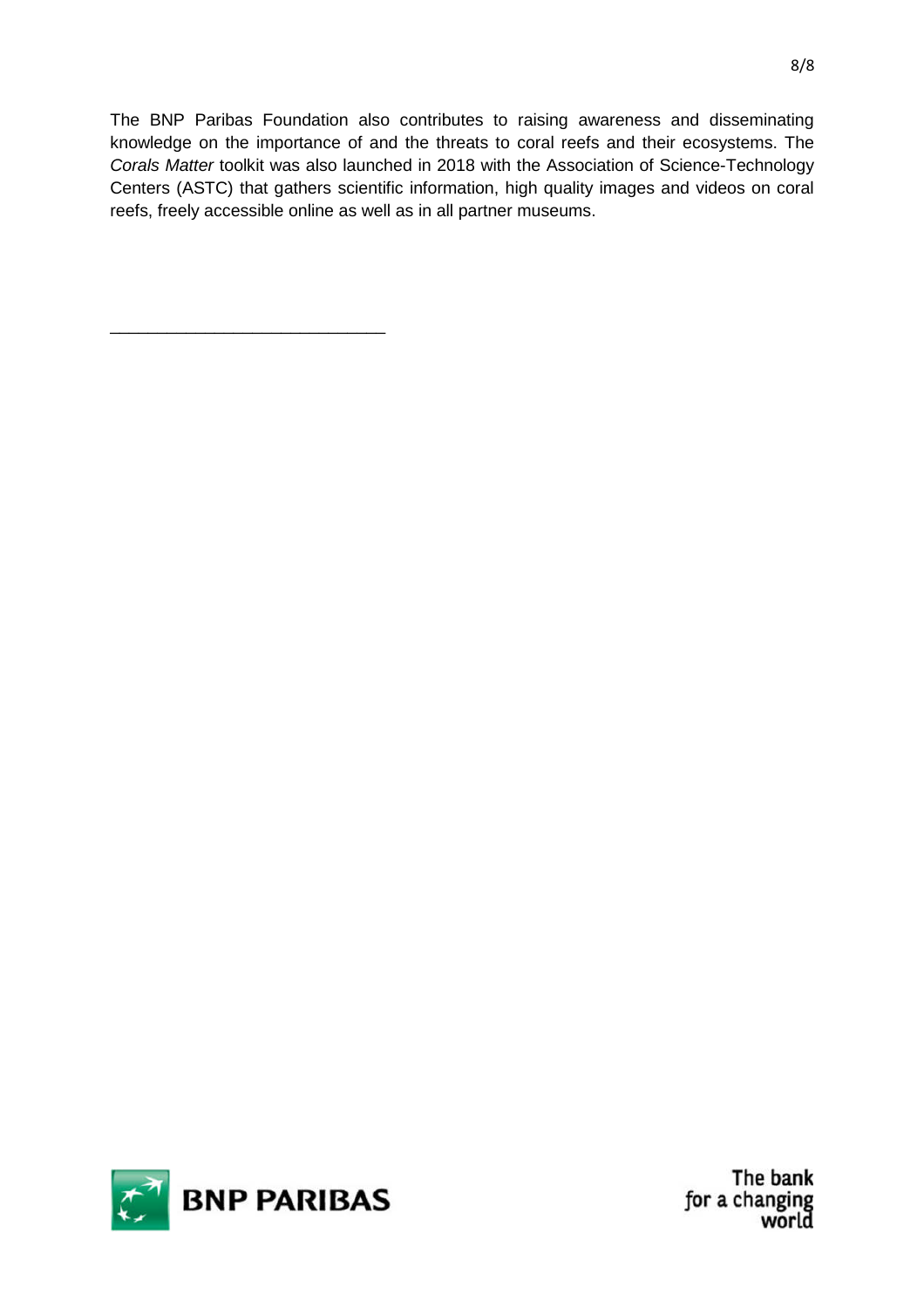The BNP Paribas Foundation also contributes to raising awareness and disseminating knowledge on the importance of and the threats to coral reefs and their ecosystems. The *Corals Matter* toolkit was also launched in 2018 with the Association of Science-Technology Centers (ASTC) that gathers scientific information, high quality images and videos on coral reefs, freely accessible online as well as in all partner museums.

---